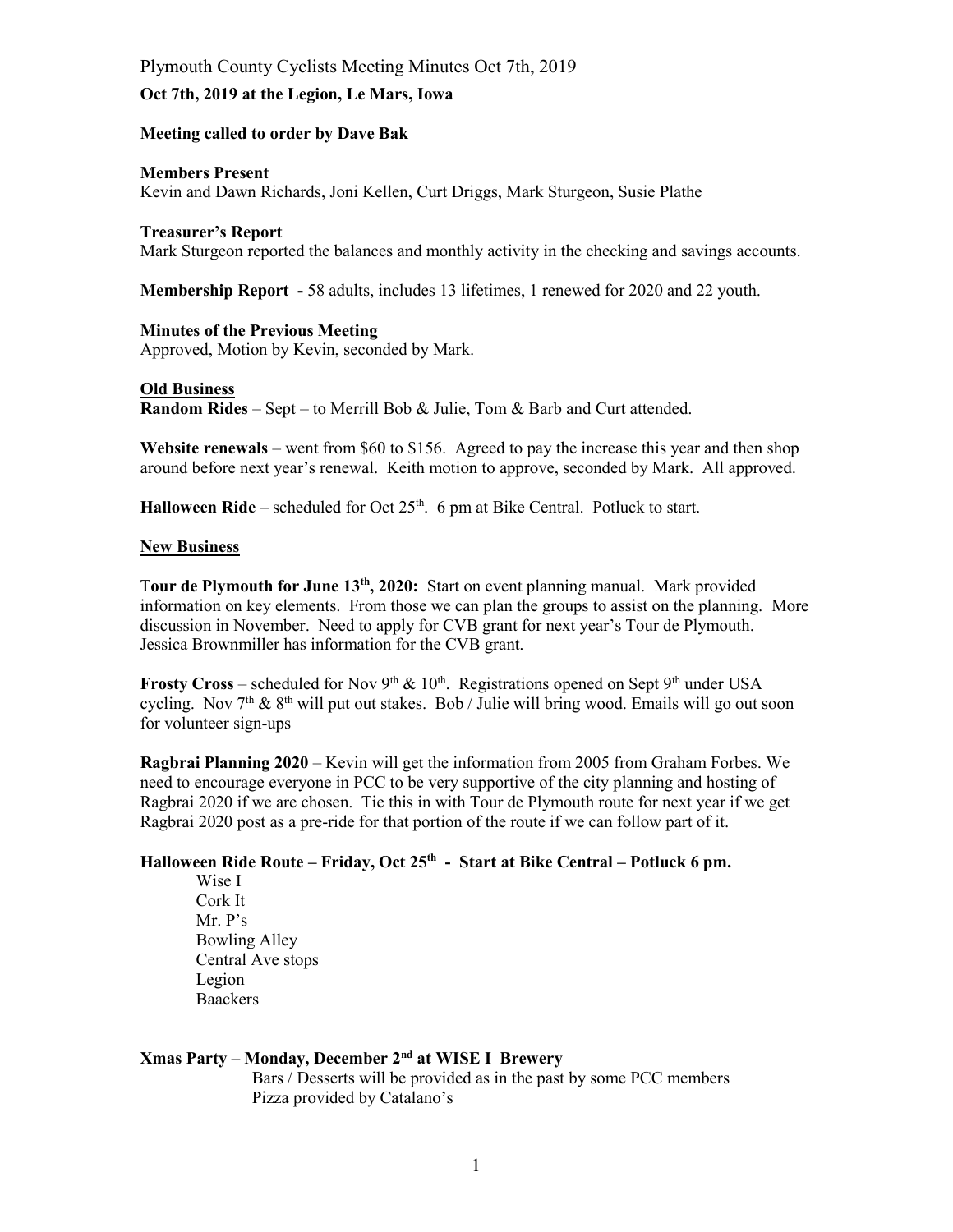# Plymouth County Cyclists Meeting Minutes Oct 7th, 2019

**Oct 7th, 2019 at the Legion, Le Mars, Iowa**

**Meeting called to order by Dave Bak**

**Members Present**

Kevin and Dawn Richards, Joni Kellen, Curt Driggs, Mark Sturgeon, Susie Plathe

**Treasurer's Report**

Mark Sturgeon reported the balances and monthly activity in the checking and savings accounts.

**Membership Report -** 58 adults, includes 13 lifetimes, 1 renewed for 2020 and 22 youth.

**Minutes of the Previous Meeting**

Approved, Motion by Kevin, seconded by Mark.

**<u>Old Business</u>**

**Random Rides** – Sept – to Merrill Bob & Julie, Tom & Barb and Curt attended.

**Website renewals** – went from $60 to $156. Agreed to pay the increase this year and then shop around before next year's renewal. Keith motion to approve, seconded by Mark. All approved.

**Halloween Ride** – scheduled for Oct 25th. 6 pm at Bike Central. Potluck to start.

**<u>New Business</u>**

**Tour de Plymouth for June 13th, 2020:** Start on event planning manual. Mark provided information on key elements. From those we can plan the groups to assist on the planning. More discussion in November. Need to apply for CVB grant for next year's Tour de Plymouth. Jessica Brownmiller has information for the CVB grant.

**Frosty Cross** – scheduled for Nov 9th & 10th. Registrations opened on Sept 9th under USA cycling. Nov 7th & 8th will put out stakes. Bob / Julie will bring wood. Emails will go out soon for volunteer sign-ups

**Ragbrai Planning 2020** – Kevin will get the information from 2005 from Graham Forbes. We need to encourage everyone in PCC to be very supportive of the city planning and hosting of Ragbrai 2020 if we are chosen. Tie this in with Tour de Plymouth route for next year if we get Ragbrai 2020 post as a pre-ride for that portion of the route if we can follow part of it.

**Halloween Ride Route – Friday, Oct 25th - Start at Bike Central – Potluck 6 pm.**

- Wise I
- Cork It
- Mr. P's
- Bowling Alley
- Central Ave stops
- Legion
- Baackers

**Xmas Party – Monday, December 2nd at WISE I Brewery**

- Bars / Desserts will be provided as in the past by some PCC members
- Pizza provided by Catalano's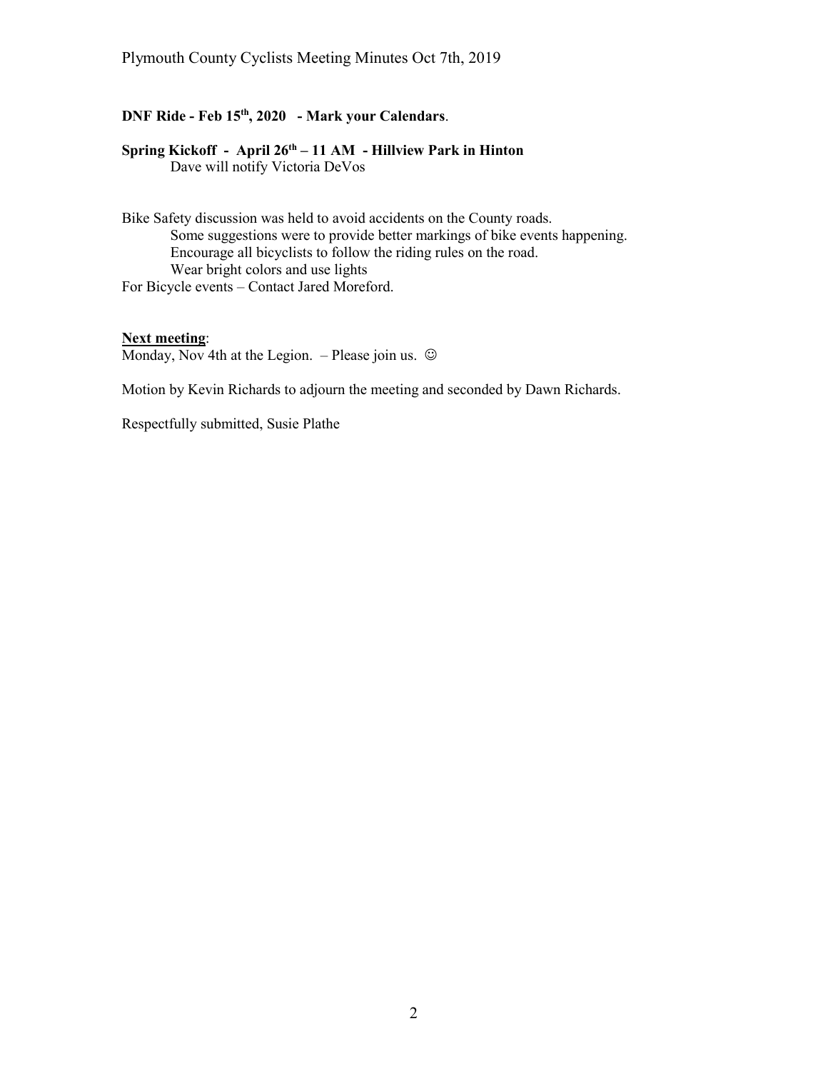**DNF Ride - Feb 15th, 2020 - Mark your Calendars**.

**Spring Kickoff - April 26th – 11 AM - Hillview Park in Hinton**

Dave will notify Victoria DeVos

Bike Safety discussion was held to avoid accidents on the County roads.

Some suggestions were to provide better markings of bike events happening.

Encourage all bicyclists to follow the riding rules on the road.

Wear bright colors and use lights

For Bicycle events – Contact Jared Moreford.

**Next meeting**:

Monday, Nov 4th at the Legion. – Please join us. ☺

Motion by Kevin Richards to adjourn the meeting and seconded by Dawn Richards.

Respectfully submitted, Susie Plathe